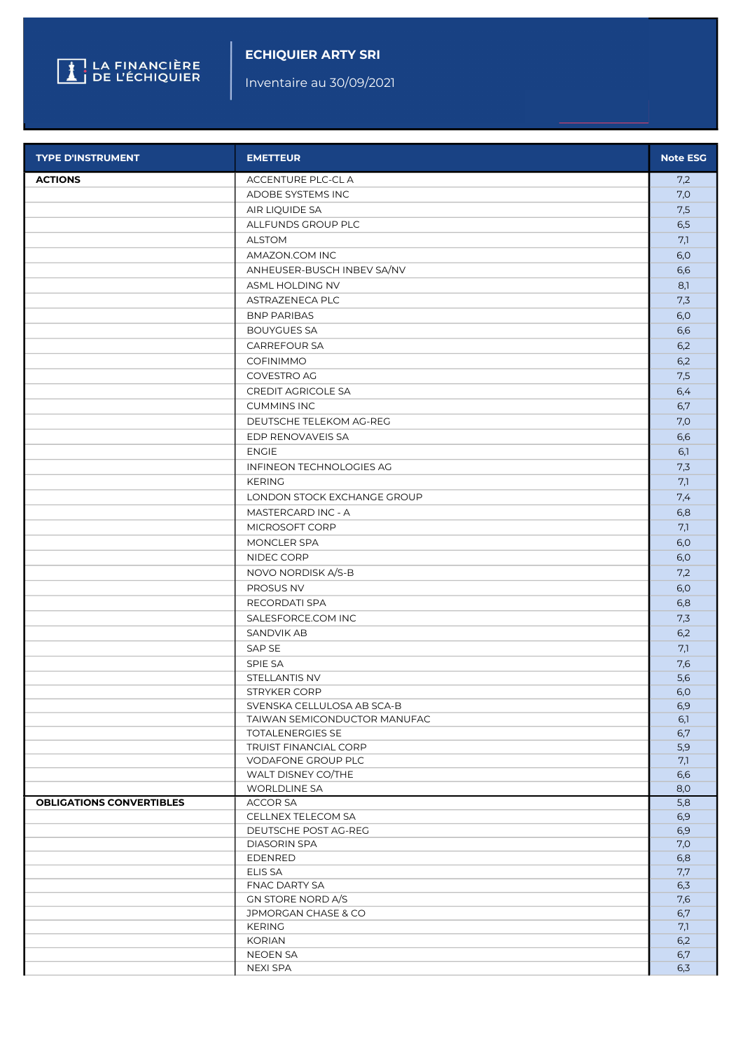LA FINANCIÈRE DE L'ÉCHIQUIER

# ECHIQUIER ARTY SRI

Inventaire au 30/09/2021

| TYPE D'INSTRUMENT | EMETTEUR | Note ESG |
|---|---|---|
| **ACTIONS** | ACCENTURE PLC-CL A | 7,2 |
| | ADOBE SYSTEMS INC | 7,0 |
| | AIR LIQUIDE SA | 7,5 |
| | ALLFUNDS GROUP PLC | 6,5 |
| | ALSTOM | 7,1 |
| | AMAZON.COM INC | 6,0 |
| | ANHEUSER-BUSCH INBEV SA/NV | 6,6 |
| | ASML HOLDING NV | 8,1 |
| | ASTRAZENECA PLC | 7,3 |
| | BNP PARIBAS | 6,0 |
| | BOUYGUES SA | 6,6 |
| | CARREFOUR SA | 6,2 |
| | COFINIMMO | 6,2 |
| | COVESTRO AG | 7,5 |
| | CREDIT AGRICOLE SA | 6,4 |
| | CUMMINS INC | 6,7 |
| | DEUTSCHE TELEKOM AG-REG | 7,0 |
| | EDP RENOVAVEIS SA | 6,6 |
| | ENGIE | 6,1 |
| | INFINEON TECHNOLOGIES AG | 7,3 |
| | KERING | 7,1 |
| | LONDON STOCK EXCHANGE GROUP | 7,4 |
| | MASTERCARD INC - A | 6,8 |
| | MICROSOFT CORP | 7,1 |
| | MONCLER SPA | 6,0 |
| | NIDEC CORP | 6,0 |
| | NOVO NORDISK A/S-B | 7,2 |
| | PROSUS NV | 6,0 |
| | RECORDATI SPA | 6,8 |
| | SALESFORCE.COM INC | 7,3 |
| | SANDVIK AB | 6,2 |
| | SAP SE | 7,1 |
| | SPIE SA | 7,6 |
| | STELLANTIS NV | 5,6 |
| | STRYKER CORP | 6,0 |
| | SVENSKA CELLULOSA AB SCA-B | 6,9 |
| | TAIWAN SEMICONDUCTOR MANUFAC | 6,1 |
| | TOTALENERGIES SE | 6,7 |
| | TRUIST FINANCIAL CORP | 5,9 |
| | VODAFONE GROUP PLC | 7,1 |
| | WALT DISNEY CO/THE | 6,6 |
| | WORLDLINE SA | 8,0 |
| **OBLIGATIONS CONVERTIBLES** | ACCOR SA | 5,8 |
| | CELLNEX TELECOM SA | 6,9 |
| | DEUTSCHE POST AG-REG | 6,9 |
| | DIASORIN SPA | 7,0 |
| | EDENRED | 6,8 |
| | ELIS SA | 7,7 |
| | FNAC DARTY SA | 6,3 |
| | GN STORE NORD A/S | 7,6 |
| | JPMORGAN CHASE & CO | 6,7 |
| | KERING | 7,1 |
| | KORIAN | 6,2 |
| | NEOEN SA | 6,7 |
| | NEXI SPA | 6,3 |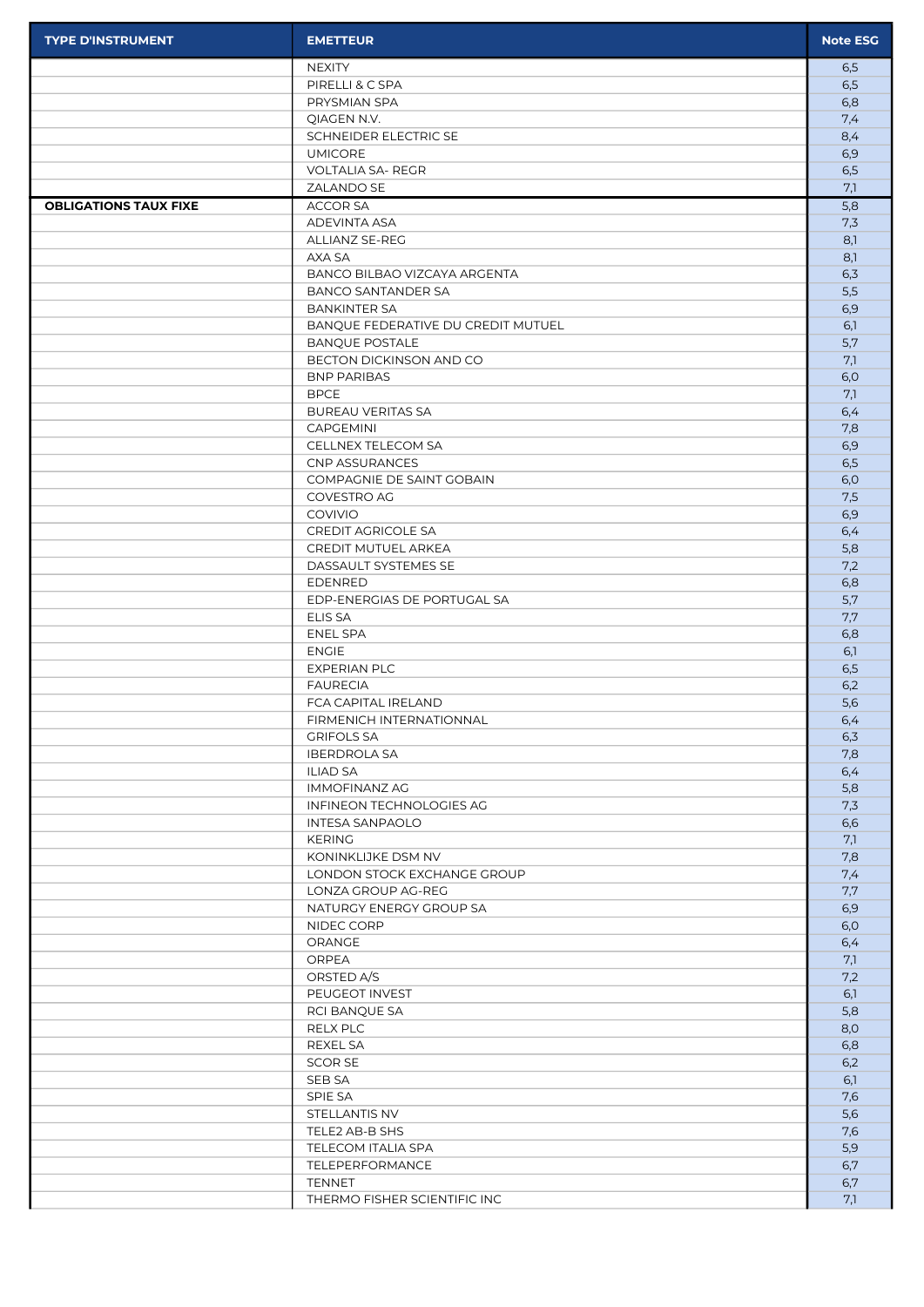| TYPE D'INSTRUMENT | EMETTEUR | Note ESG |
|---|---|---|
| | NEXITY | 6,5 |
| | PIRELLI & C SPA | 6,5 |
| | PRYSMIAN SPA | 6,8 |
| | QIAGEN N.V. | 7,4 |
| | SCHNEIDER ELECTRIC SE | 8,4 |
| | UMICORE | 6,9 |
| | VOLTALIA SA- REGR | 6,5 |
| | ZALANDO SE | 7,1 |
| **OBLIGATIONS TAUX FIXE** | ACCOR SA | 5,8 |
| | ADEVINTA ASA | 7,3 |
| | ALLIANZ SE-REG | 8,1 |
| | AXA SA | 8,1 |
| | BANCO BILBAO VIZCAYA ARGENTA | 6,3 |
| | BANCO SANTANDER SA | 5,5 |
| | BANKINTER SA | 6,9 |
| | BANQUE FEDERATIVE DU CREDIT MUTUEL | 6,1 |
| | BANQUE POSTALE | 5,7 |
| | BECTON DICKINSON AND CO | 7,1 |
| | BNP PARIBAS | 6,0 |
| | BPCE | 7,1 |
| | BUREAU VERITAS SA | 6,4 |
| | CAPGEMINI | 7,8 |
| | CELLNEX TELECOM SA | 6,9 |
| | CNP ASSURANCES | 6,5 |
| | COMPAGNIE DE SAINT GOBAIN | 6,0 |
| | COVESTRO AG | 7,5 |
| | COVIVIO | 6,9 |
| | CREDIT AGRICOLE SA | 6,4 |
| | CREDIT MUTUEL ARKEA | 5,8 |
| | DASSAULT SYSTEMES SE | 7,2 |
| | EDENRED | 6,8 |
| | EDP-ENERGIAS DE PORTUGAL SA | 5,7 |
| | ELIS SA | 7,7 |
| | ENEL SPA | 6,8 |
| | ENGIE | 6,1 |
| | EXPERIAN PLC | 6,5 |
| | FAURECIA | 6,2 |
| | FCA CAPITAL IRELAND | 5,6 |
| | FIRMENICH INTERNATIONNAL | 6,4 |
| | GRIFOLS SA | 6,3 |
| | IBERDROLA SA | 7,8 |
| | ILIAD SA | 6,4 |
| | IMMOFINANZ AG | 5,8 |
| | INFINEON TECHNOLOGIES AG | 7,3 |
| | INTESA SANPAOLO | 6,6 |
| | KERING | 7,1 |
| | KONINKLIJKE DSM NV | 7,8 |
| | LONDON STOCK EXCHANGE GROUP | 7,4 |
| | LONZA GROUP AG-REG | 7,7 |
| | NATURGY ENERGY GROUP SA | 6,9 |
| | NIDEC CORP | 6,0 |
| | ORANGE | 6,4 |
| | ORPEA | 7,1 |
| | ORSTED A/S | 7,2 |
| | PEUGEOT INVEST | 6,1 |
| | RCI BANQUE SA | 5,8 |
| | RELX PLC | 8,0 |
| | REXEL SA | 6,8 |
| | SCOR SE | 6,2 |
| | SEB SA | 6,1 |
| | SPIE SA | 7,6 |
| | STELLANTIS NV | 5,6 |
| | TELE2 AB-B SHS | 7,6 |
| | TELECOM ITALIA SPA | 5,9 |
| | TELEPERFORMANCE | 6,7 |
| | TENNET | 6,7 |
| | THERMO FISHER SCIENTIFIC INC | 7,1 |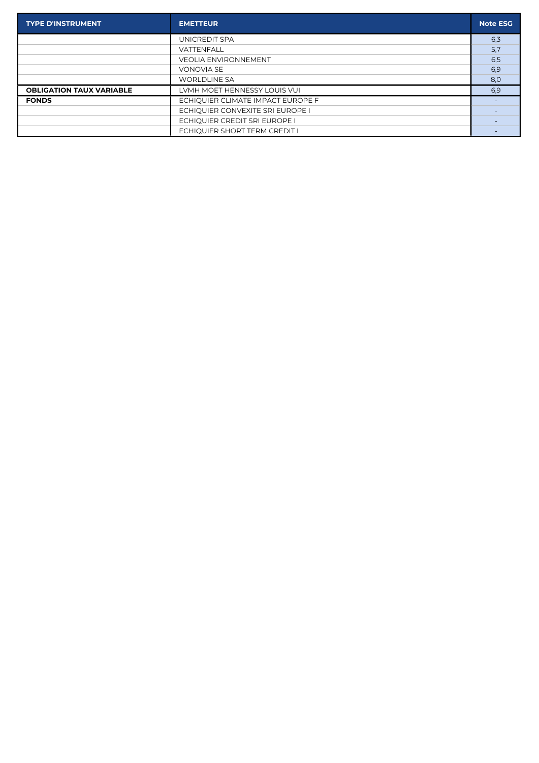| TYPE D'INSTRUMENT | EMETTEUR | Note ESG |
|---|---|---|
| | UNICREDIT SPA | 6,3 |
| | VATTENFALL | 5,7 |
| | VEOLIA ENVIRONNEMENT | 6,5 |
| | VONOVIA SE | 6,9 |
| | WORLDLINE SA | 8,0 |
| **OBLIGATION TAUX VARIABLE** | LVMH MOET HENNESSY LOUIS VUI | 6,9 |
| **FONDS** | ECHIQUIER CLIMATE IMPACT EUROPE F | - |
| | ECHIQUIER CONVEXITE SRI EUROPE I | - |
| | ECHIQUIER CREDIT SRI EUROPE I | - |
| | ECHIQUIER SHORT TERM CREDIT I | - |